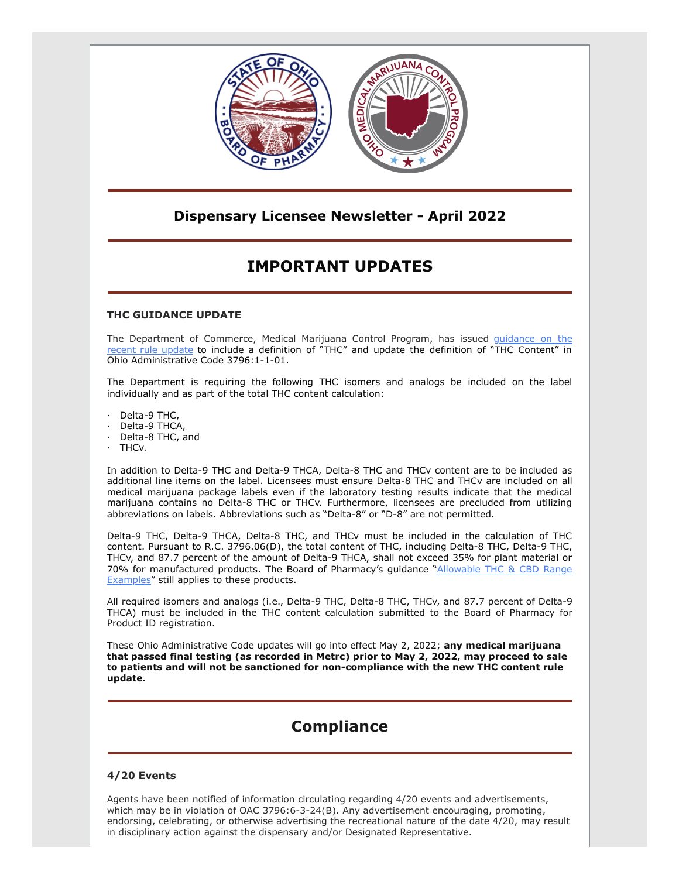# Dispensary Licensee Newsletter - April 2022

## IMPORTANT UPDATES

### THC GUIDANCE UPDATE

The Department of Commerce, Medical Marijuana Control Program, has issued guidance on the recent rule update to include a definition of "THC" and update the definition of "THC Content" in Ohio Administrative Code 3796:1-1-01.

The Department is requiring the following THC isomers and analogs be included on the label individually and as part of the total THC content calculation:

- Delta-9 THC,
- Delta-9 THCA,
- Delta-8 THC, and
- THCv.

In addition to Delta-9 THC and Delta-9 THCA, Delta-8 THC and THCv content are to be included as additional line items on the label. Licensees must ensure Delta-8 THC and THCv are included on all medical marijuana package labels even if the laboratory testing results indicate that the medical marijuana contains no Delta-8 THC or THCv. Furthermore, licensees are precluded from utilizing abbreviations on labels. Abbreviations such as "Delta-8" or "D-8" are not permitted.

Delta-9 THC, Delta-9 THCA, Delta-8 THC, and THCv must be included in the calculation of THC content. Pursuant to R.C. 3796.06(D), the total content of THC, including Delta-8 THC, Delta-9 THC, THCv, and 87.7 percent of the amount of Delta-9 THCA, shall not exceed 35% for plant material or 70% for manufactured products. The Board of Pharmacy's guidance "Allowable THC & CBD Range Examples" still applies to these products.

All required isomers and analogs (i.e., Delta-9 THC, Delta-8 THC, THCv, and 87.7 percent of Delta-9 THCA) must be included in the THC content calculation submitted to the Board of Pharmacy for Product ID registration.

These Ohio Administrative Code updates will go into effect May 2, 2022; **any medical marijuana that passed final testing (as recorded in Metrc) prior to May 2, 2022, may proceed to sale to patients and will not be sanctioned for non-compliance with the new THC content rule update.**

## Compliance

### 4/20 Events

Agents have been notified of information circulating regarding 4/20 events and advertisements, which may be in violation of OAC 3796:6-3-24(B). Any advertisement encouraging, promoting, endorsing, celebrating, or otherwise advertising the recreational nature of the date 4/20, may result in disciplinary action against the dispensary and/or Designated Representative.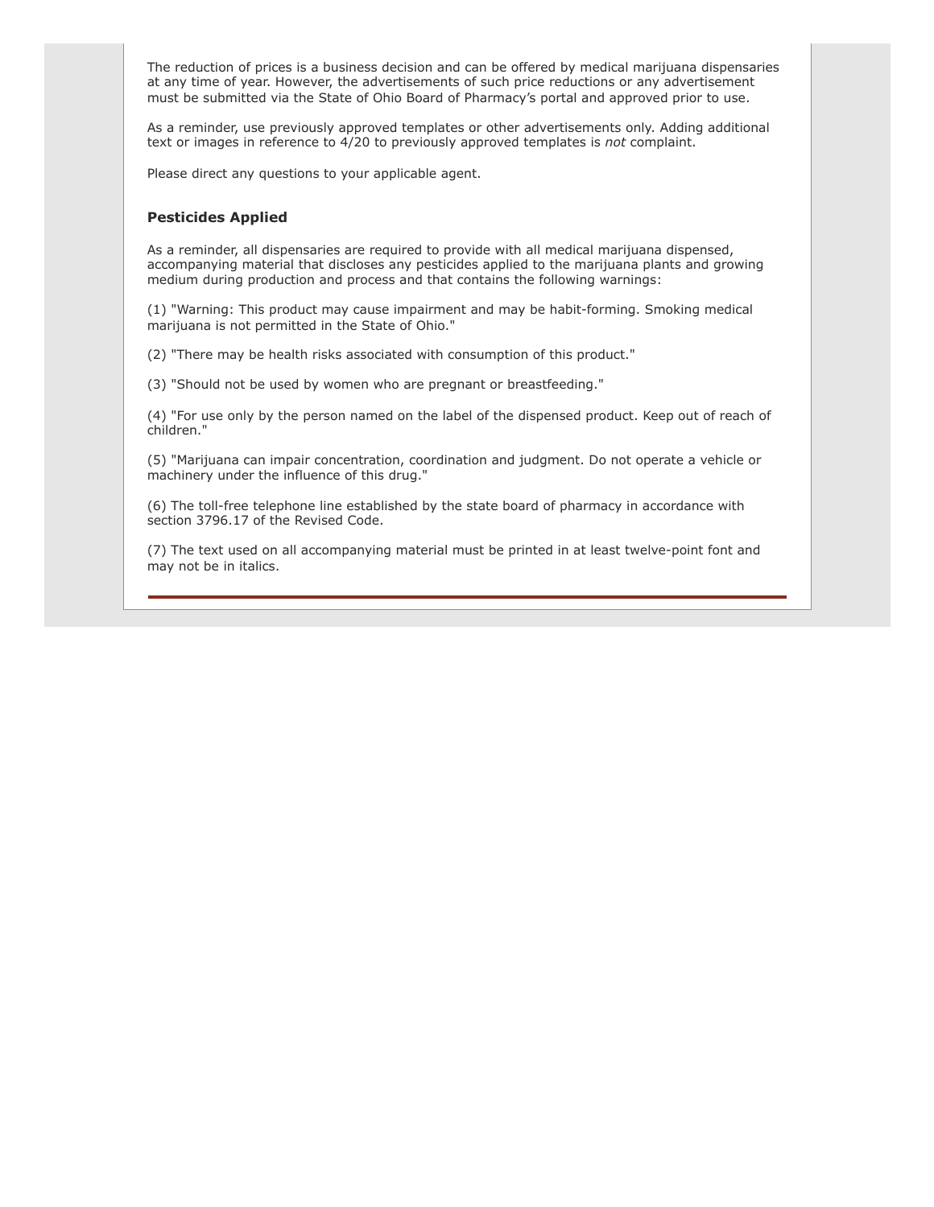The reduction of prices is a business decision and can be offered by medical marijuana dispensaries at any time of year. However, the advertisements of such price reductions or any advertisement must be submitted via the State of Ohio Board of Pharmacy's portal and approved prior to use.

As a reminder, use previously approved templates or other advertisements only. Adding additional text or images in reference to 4/20 to previously approved templates is *not* complaint.

Please direct any questions to your applicable agent.

### Pesticides Applied

As a reminder, all dispensaries are required to provide with all medical marijuana dispensed, accompanying material that discloses any pesticides applied to the marijuana plants and growing medium during production and process and that contains the following warnings:

(1) "Warning: This product may cause impairment and may be habit-forming. Smoking medical marijuana is not permitted in the State of Ohio."

(2) "There may be health risks associated with consumption of this product."

(3) "Should not be used by women who are pregnant or breastfeeding."

(4) "For use only by the person named on the label of the dispensed product. Keep out of reach of children."

(5) "Marijuana can impair concentration, coordination and judgment. Do not operate a vehicle or machinery under the influence of this drug."

(6) The toll-free telephone line established by the state board of pharmacy in accordance with section 3796.17 of the Revised Code.

(7) The text used on all accompanying material must be printed in at least twelve-point font and may not be in italics.